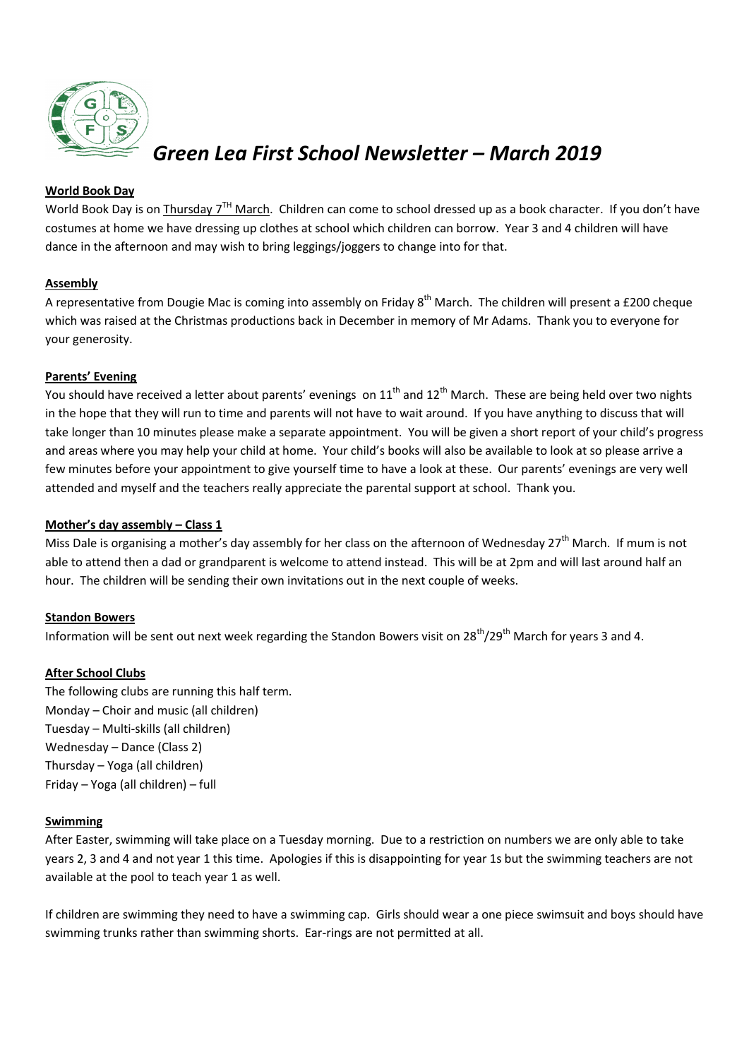# *Green Lea First School Newsletter – March 2019*

**World Book Day**

World Book Day is on Thursday 7TH March. Children can come to school dressed up as a book character. If you don't have costumes at home we have dressing up clothes at school which children can borrow. Year 3 and 4 children will have dance in the afternoon and may wish to bring leggings/joggers to change into for that.

**Assembly**

A representative from Dougie Mac is coming into assembly on Friday 8th March. The children will present a £200 cheque which was raised at the Christmas productions back in December in memory of Mr Adams. Thank you to everyone for your generosity.

**Parents' Evening**

You should have received a letter about parents' evenings on 11th and 12th March. These are being held over two nights in the hope that they will run to time and parents will not have to wait around. If you have anything to discuss that will take longer than 10 minutes please make a separate appointment. You will be given a short report of your child's progress and areas where you may help your child at home. Your child's books will also be available to look at so please arrive a few minutes before your appointment to give yourself time to have a look at these. Our parents' evenings are very well attended and myself and the teachers really appreciate the parental support at school. Thank you.

**Mother's day assembly – Class 1**

Miss Dale is organising a mother's day assembly for her class on the afternoon of Wednesday 27th March. If mum is not able to attend then a dad or grandparent is welcome to attend instead. This will be at 2pm and will last around half an hour. The children will be sending their own invitations out in the next couple of weeks.

**Standon Bowers**

Information will be sent out next week regarding the Standon Bowers visit on 28th/29th March for years 3 and 4.

**After School Clubs**

The following clubs are running this half term.
Monday – Choir and music (all children)
Tuesday – Multi-skills (all children)
Wednesday – Dance (Class 2)
Thursday – Yoga (all children)
Friday – Yoga (all children) – full

**Swimming**

After Easter, swimming will take place on a Tuesday morning. Due to a restriction on numbers we are only able to take years 2, 3 and 4 and not year 1 this time. Apologies if this is disappointing for year 1s but the swimming teachers are not available at the pool to teach year 1 as well.

If children are swimming they need to have a swimming cap. Girls should wear a one piece swimsuit and boys should have swimming trunks rather than swimming shorts. Ear-rings are not permitted at all.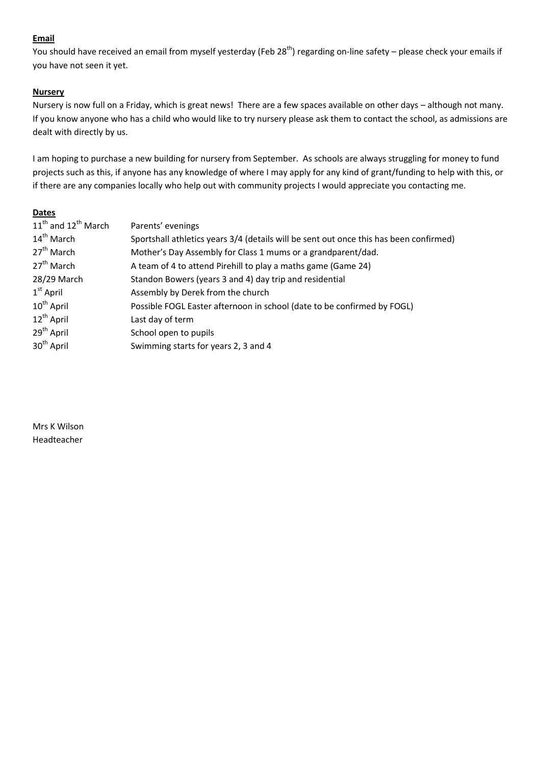**Email**

You should have received an email from myself yesterday (Feb 28th) regarding on-line safety – please check your emails if you have not seen it yet.

**Nursery**

Nursery is now full on a Friday, which is great news! There are a few spaces available on other days – although not many. If you know anyone who has a child who would like to try nursery please ask them to contact the school, as admissions are dealt with directly by us.

I am hoping to purchase a new building for nursery from September. As schools are always struggling for money to fund projects such as this, if anyone has any knowledge of where I may apply for any kind of grant/funding to help with this, or if there are any companies locally who help out with community projects I would appreciate you contacting me.

**Dates**

| | |
|---|---|
| 11th and 12th March | Parents' evenings |
| 14th March | Sportshall athletics years 3/4 (details will be sent out once this has been confirmed) |
| 27th March | Mother's Day Assembly for Class 1 mums or a grandparent/dad. |
| 27th March | A team of 4 to attend Pirehill to play a maths game (Game 24) |
| 28/29 March | Standon Bowers (years 3 and 4) day trip and residential |
| 1st April | Assembly by Derek from the church |
| 10th April | Possible FOGL Easter afternoon in school (date to be confirmed by FOGL) |
| 12th April | Last day of term |
| 29th April | School open to pupils |
| 30th April | Swimming starts for years 2, 3 and 4 |

Mrs K Wilson
Headteacher